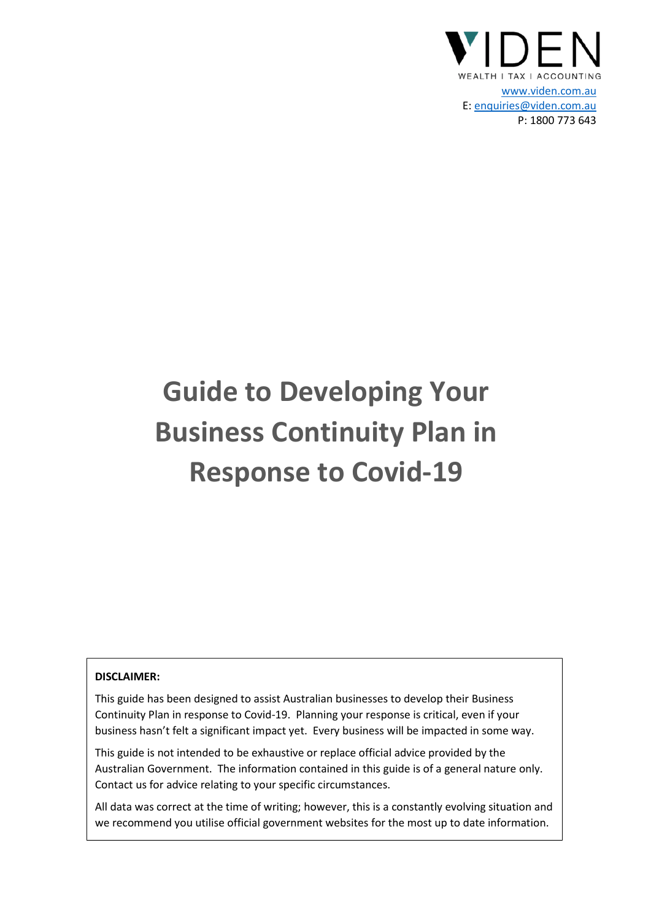VIDEN

WEALTH | TAX | ACCOUNTING

www.viden.com.au

E: enquiries@viden.com.au

P: 1800 773 643

# Guide to Developing Your Business Continuity Plan in Response to Covid-19

**DISCLAIMER:**

This guide has been designed to assist Australian businesses to develop their Business Continuity Plan in response to Covid-19. Planning your response is critical, even if your business hasn't felt a significant impact yet. Every business will be impacted in some way.

This guide is not intended to be exhaustive or replace official advice provided by the Australian Government. The information contained in this guide is of a general nature only. Contact us for advice relating to your specific circumstances.

All data was correct at the time of writing; however, this is a constantly evolving situation and we recommend you utilise official government websites for the most up to date information.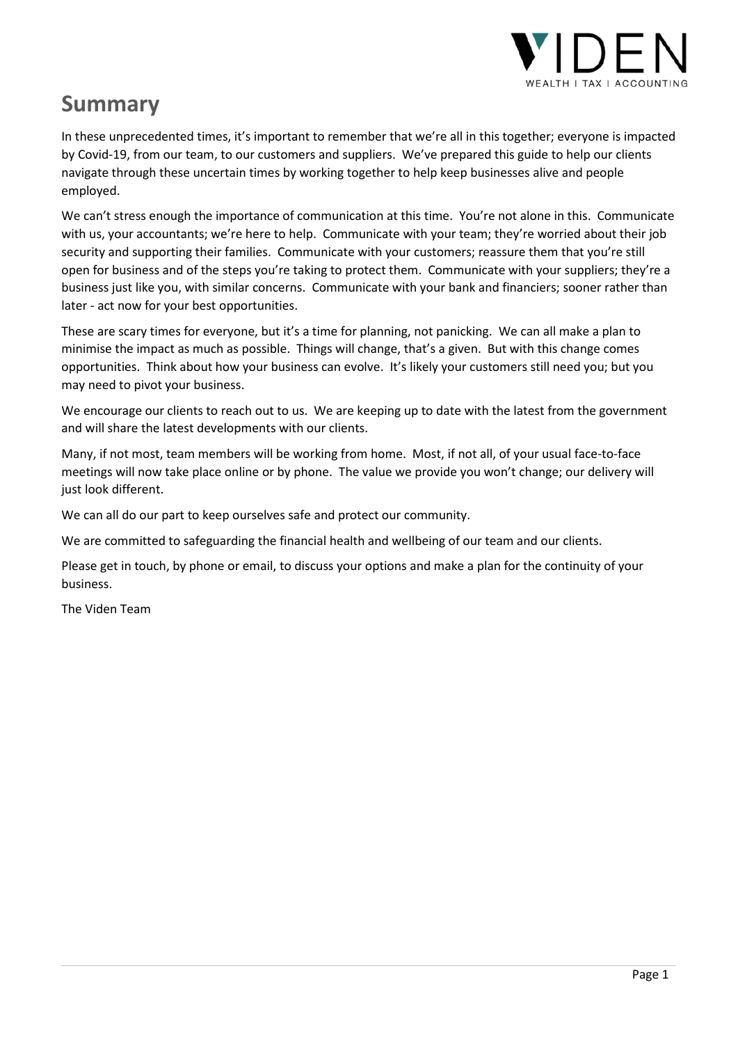# Summary

In these unprecedented times, it's important to remember that we're all in this together; everyone is impacted by Covid-19, from our team, to our customers and suppliers. We've prepared this guide to help our clients navigate through these uncertain times by working together to help keep businesses alive and people employed.

We can't stress enough the importance of communication at this time. You're not alone in this. Communicate with us, your accountants; we're here to help. Communicate with your team; they're worried about their job security and supporting their families. Communicate with your customers; reassure them that you're still open for business and of the steps you're taking to protect them. Communicate with your suppliers; they're a business just like you, with similar concerns. Communicate with your bank and financiers; sooner rather than later - act now for your best opportunities.

These are scary times for everyone, but it's a time for planning, not panicking. We can all make a plan to minimise the impact as much as possible. Things will change, that's a given. But with this change comes opportunities. Think about how your business can evolve. It's likely your customers still need you; but you may need to pivot your business.

We encourage our clients to reach out to us. We are keeping up to date with the latest from the government and will share the latest developments with our clients.

Many, if not most, team members will be working from home. Most, if not all, of your usual face-to-face meetings will now take place online or by phone. The value we provide you won't change; our delivery will just look different.

We can all do our part to keep ourselves safe and protect our community.

We are committed to safeguarding the financial health and wellbeing of our team and our clients.

Please get in touch, by phone or email, to discuss your options and make a plan for the continuity of your business.

The Viden Team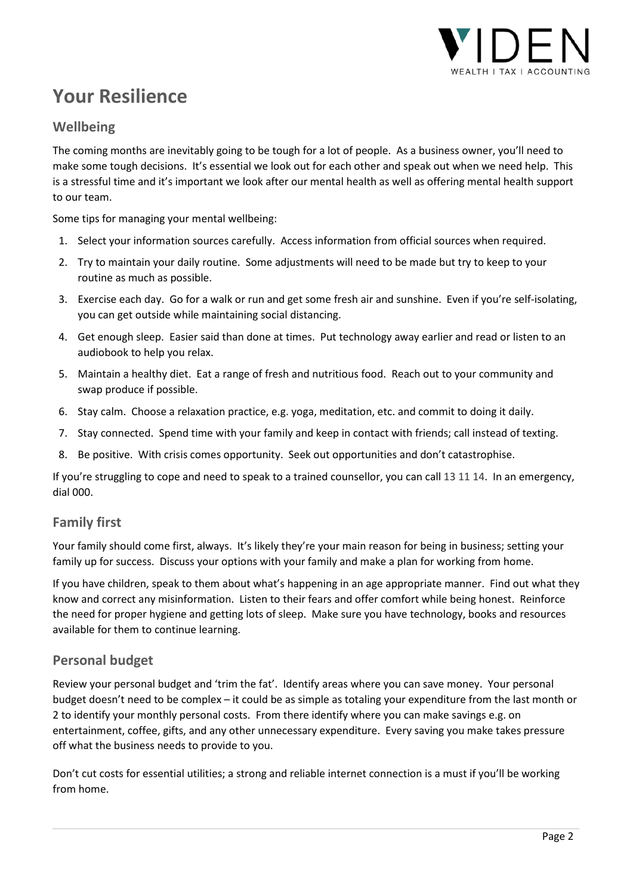# Your Resilience

## Wellbeing

The coming months are inevitably going to be tough for a lot of people. As a business owner, you'll need to make some tough decisions. It's essential we look out for each other and speak out when we need help. This is a stressful time and it's important we look after our mental health as well as offering mental health support to our team.

Some tips for managing your mental wellbeing:

1. Select your information sources carefully. Access information from official sources when required.
2. Try to maintain your daily routine. Some adjustments will need to be made but try to keep to your routine as much as possible.
3. Exercise each day. Go for a walk or run and get some fresh air and sunshine. Even if you're self-isolating, you can get outside while maintaining social distancing.
4. Get enough sleep. Easier said than done at times. Put technology away earlier and read or listen to an audiobook to help you relax.
5. Maintain a healthy diet. Eat a range of fresh and nutritious food. Reach out to your community and swap produce if possible.
6. Stay calm. Choose a relaxation practice, e.g. yoga, meditation, etc. and commit to doing it daily.
7. Stay connected. Spend time with your family and keep in contact with friends; call instead of texting.
8. Be positive. With crisis comes opportunity. Seek out opportunities and don't catastrophise.

If you're struggling to cope and need to speak to a trained counsellor, you can call 13 11 14. In an emergency, dial 000.

## Family first

Your family should come first, always. It's likely they're your main reason for being in business; setting your family up for success. Discuss your options with your family and make a plan for working from home.

If you have children, speak to them about what's happening in an age appropriate manner. Find out what they know and correct any misinformation. Listen to their fears and offer comfort while being honest. Reinforce the need for proper hygiene and getting lots of sleep. Make sure you have technology, books and resources available for them to continue learning.

## Personal budget

Review your personal budget and 'trim the fat'. Identify areas where you can save money. Your personal budget doesn't need to be complex – it could be as simple as totaling your expenditure from the last month or 2 to identify your monthly personal costs. From there identify where you can make savings e.g. on entertainment, coffee, gifts, and any other unnecessary expenditure. Every saving you make takes pressure off what the business needs to provide to you.

Don't cut costs for essential utilities; a strong and reliable internet connection is a must if you'll be working from home.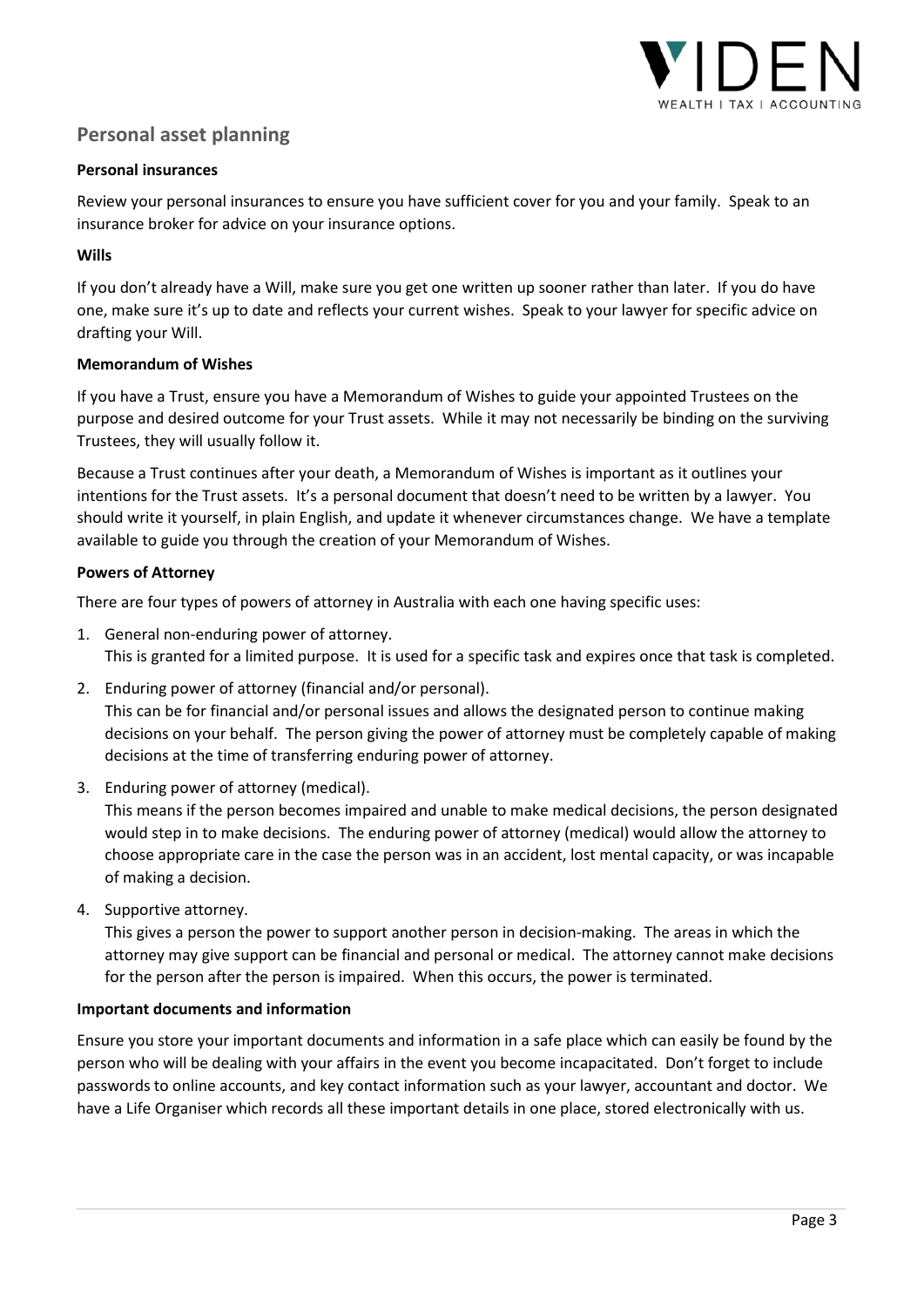## Personal asset planning

**Personal insurances**

Review your personal insurances to ensure you have sufficient cover for you and your family. Speak to an insurance broker for advice on your insurance options.

**Wills**

If you don't already have a Will, make sure you get one written up sooner rather than later. If you do have one, make sure it's up to date and reflects your current wishes. Speak to your lawyer for specific advice on drafting your Will.

**Memorandum of Wishes**

If you have a Trust, ensure you have a Memorandum of Wishes to guide your appointed Trustees on the purpose and desired outcome for your Trust assets. While it may not necessarily be binding on the surviving Trustees, they will usually follow it.

Because a Trust continues after your death, a Memorandum of Wishes is important as it outlines your intentions for the Trust assets. It's a personal document that doesn't need to be written by a lawyer. You should write it yourself, in plain English, and update it whenever circumstances change. We have a template available to guide you through the creation of your Memorandum of Wishes.

**Powers of Attorney**

There are four types of powers of attorney in Australia with each one having specific uses:

1. General non-enduring power of attorney.
   This is granted for a limited purpose. It is used for a specific task and expires once that task is completed.
2. Enduring power of attorney (financial and/or personal).
   This can be for financial and/or personal issues and allows the designated person to continue making decisions on your behalf. The person giving the power of attorney must be completely capable of making decisions at the time of transferring enduring power of attorney.
3. Enduring power of attorney (medical).
   This means if the person becomes impaired and unable to make medical decisions, the person designated would step in to make decisions. The enduring power of attorney (medical) would allow the attorney to choose appropriate care in the case the person was in an accident, lost mental capacity, or was incapable of making a decision.
4. Supportive attorney.
   This gives a person the power to support another person in decision-making. The areas in which the attorney may give support can be financial and personal or medical. The attorney cannot make decisions for the person after the person is impaired. When this occurs, the power is terminated.

**Important documents and information**

Ensure you store your important documents and information in a safe place which can easily be found by the person who will be dealing with your affairs in the event you become incapacitated. Don't forget to include passwords to online accounts, and key contact information such as your lawyer, accountant and doctor. We have a Life Organiser which records all these important details in one place, stored electronically with us.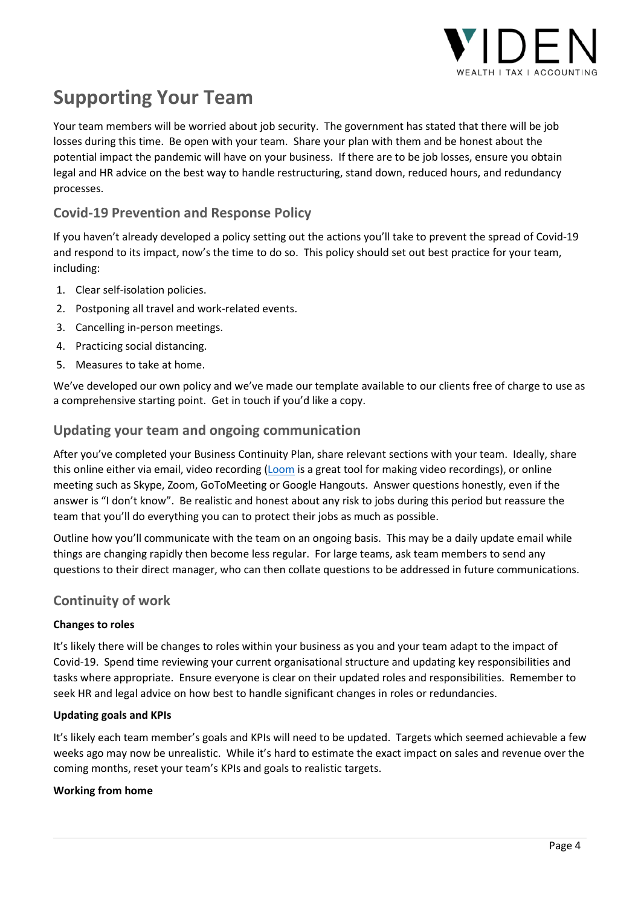# Supporting Your Team

Your team members will be worried about job security. The government has stated that there will be job losses during this time. Be open with your team. Share your plan with them and be honest about the potential impact the pandemic will have on your business. If there are to be job losses, ensure you obtain legal and HR advice on the best way to handle restructuring, stand down, reduced hours, and redundancy processes.

## Covid-19 Prevention and Response Policy

If you haven't already developed a policy setting out the actions you'll take to prevent the spread of Covid-19 and respond to its impact, now's the time to do so. This policy should set out best practice for your team, including:

1. Clear self-isolation policies.
2. Postponing all travel and work-related events.
3. Cancelling in-person meetings.
4. Practicing social distancing.
5. Measures to take at home.

We've developed our own policy and we've made our template available to our clients free of charge to use as a comprehensive starting point. Get in touch if you'd like a copy.

## Updating your team and ongoing communication

After you've completed your Business Continuity Plan, share relevant sections with your team. Ideally, share this online either via email, video recording (Loom is a great tool for making video recordings), or online meeting such as Skype, Zoom, GoToMeeting or Google Hangouts. Answer questions honestly, even if the answer is "I don't know". Be realistic and honest about any risk to jobs during this period but reassure the team that you'll do everything you can to protect their jobs as much as possible.

Outline how you'll communicate with the team on an ongoing basis. This may be a daily update email while things are changing rapidly then become less regular. For large teams, ask team members to send any questions to their direct manager, who can then collate questions to be addressed in future communications.

## Continuity of work

**Changes to roles**

It's likely there will be changes to roles within your business as you and your team adapt to the impact of Covid-19. Spend time reviewing your current organisational structure and updating key responsibilities and tasks where appropriate. Ensure everyone is clear on their updated roles and responsibilities. Remember to seek HR and legal advice on how best to handle significant changes in roles or redundancies.

**Updating goals and KPIs**

It's likely each team member's goals and KPIs will need to be updated. Targets which seemed achievable a few weeks ago may now be unrealistic. While it's hard to estimate the exact impact on sales and revenue over the coming months, reset your team's KPIs and goals to realistic targets.

**Working from home**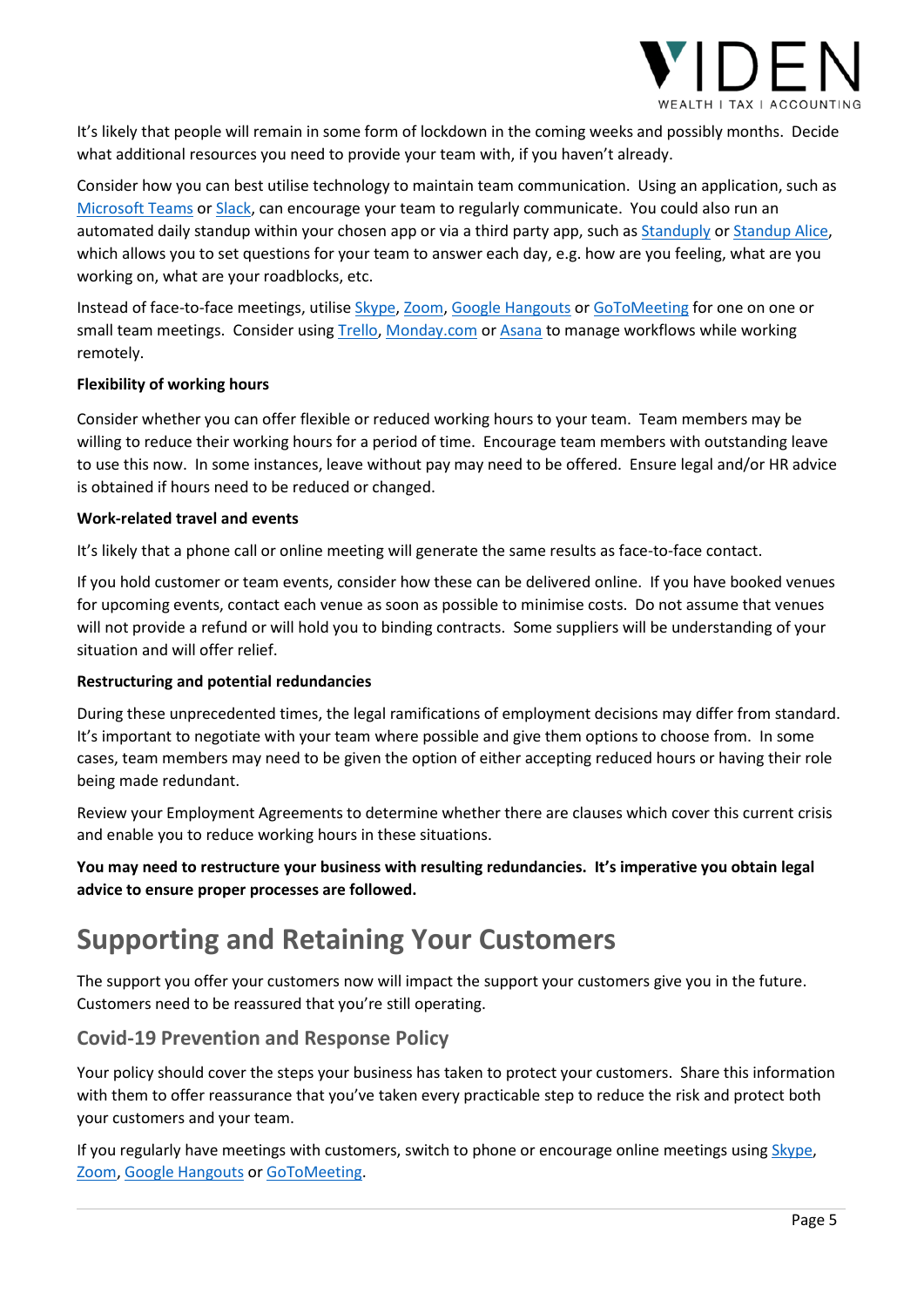It's likely that people will remain in some form of lockdown in the coming weeks and possibly months. Decide what additional resources you need to provide your team with, if you haven't already.

Consider how you can best utilise technology to maintain team communication. Using an application, such as Microsoft Teams or Slack, can encourage your team to regularly communicate. You could also run an automated daily standup within your chosen app or via a third party app, such as Standuply or Standup Alice, which allows you to set questions for your team to answer each day, e.g. how are you feeling, what are you working on, what are your roadblocks, etc.

Instead of face-to-face meetings, utilise Skype, Zoom, Google Hangouts or GoToMeeting for one on one or small team meetings. Consider using Trello, Monday.com or Asana to manage workflows while working remotely.

**Flexibility of working hours**

Consider whether you can offer flexible or reduced working hours to your team. Team members may be willing to reduce their working hours for a period of time. Encourage team members with outstanding leave to use this now. In some instances, leave without pay may need to be offered. Ensure legal and/or HR advice is obtained if hours need to be reduced or changed.

**Work-related travel and events**

It's likely that a phone call or online meeting will generate the same results as face-to-face contact.

If you hold customer or team events, consider how these can be delivered online. If you have booked venues for upcoming events, contact each venue as soon as possible to minimise costs. Do not assume that venues will not provide a refund or will hold you to binding contracts. Some suppliers will be understanding of your situation and will offer relief.

**Restructuring and potential redundancies**

During these unprecedented times, the legal ramifications of employment decisions may differ from standard. It's important to negotiate with your team where possible and give them options to choose from. In some cases, team members may need to be given the option of either accepting reduced hours or having their role being made redundant.

Review your Employment Agreements to determine whether there are clauses which cover this current crisis and enable you to reduce working hours in these situations.

**You may need to restructure your business with resulting redundancies. It's imperative you obtain legal advice to ensure proper processes are followed.**

# Supporting and Retaining Your Customers

The support you offer your customers now will impact the support your customers give you in the future. Customers need to be reassured that you're still operating.

## Covid-19 Prevention and Response Policy

Your policy should cover the steps your business has taken to protect your customers. Share this information with them to offer reassurance that you've taken every practicable step to reduce the risk and protect both your customers and your team.

If you regularly have meetings with customers, switch to phone or encourage online meetings using Skype, Zoom, Google Hangouts or GoToMeeting.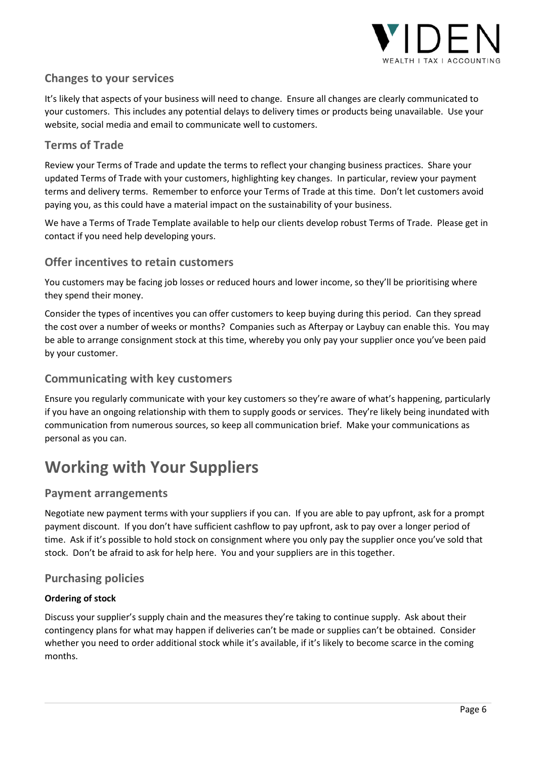## Changes to your services

It's likely that aspects of your business will need to change. Ensure all changes are clearly communicated to your customers. This includes any potential delays to delivery times or products being unavailable. Use your website, social media and email to communicate well to customers.

## Terms of Trade

Review your Terms of Trade and update the terms to reflect your changing business practices. Share your updated Terms of Trade with your customers, highlighting key changes. In particular, review your payment terms and delivery terms. Remember to enforce your Terms of Trade at this time. Don't let customers avoid paying you, as this could have a material impact on the sustainability of your business.

We have a Terms of Trade Template available to help our clients develop robust Terms of Trade. Please get in contact if you need help developing yours.

## Offer incentives to retain customers

You customers may be facing job losses or reduced hours and lower income, so they'll be prioritising where they spend their money.

Consider the types of incentives you can offer customers to keep buying during this period. Can they spread the cost over a number of weeks or months? Companies such as Afterpay or Laybuy can enable this. You may be able to arrange consignment stock at this time, whereby you only pay your supplier once you've been paid by your customer.

## Communicating with key customers

Ensure you regularly communicate with your key customers so they're aware of what's happening, particularly if you have an ongoing relationship with them to supply goods or services. They're likely being inundated with communication from numerous sources, so keep all communication brief. Make your communications as personal as you can.

# Working with Your Suppliers

## Payment arrangements

Negotiate new payment terms with your suppliers if you can. If you are able to pay upfront, ask for a prompt payment discount. If you don't have sufficient cashflow to pay upfront, ask to pay over a longer period of time. Ask if it's possible to hold stock on consignment where you only pay the supplier once you've sold that stock. Don't be afraid to ask for help here. You and your suppliers are in this together.

## Purchasing policies

**Ordering of stock**

Discuss your supplier's supply chain and the measures they're taking to continue supply. Ask about their contingency plans for what may happen if deliveries can't be made or supplies can't be obtained. Consider whether you need to order additional stock while it's available, if it's likely to become scarce in the coming months.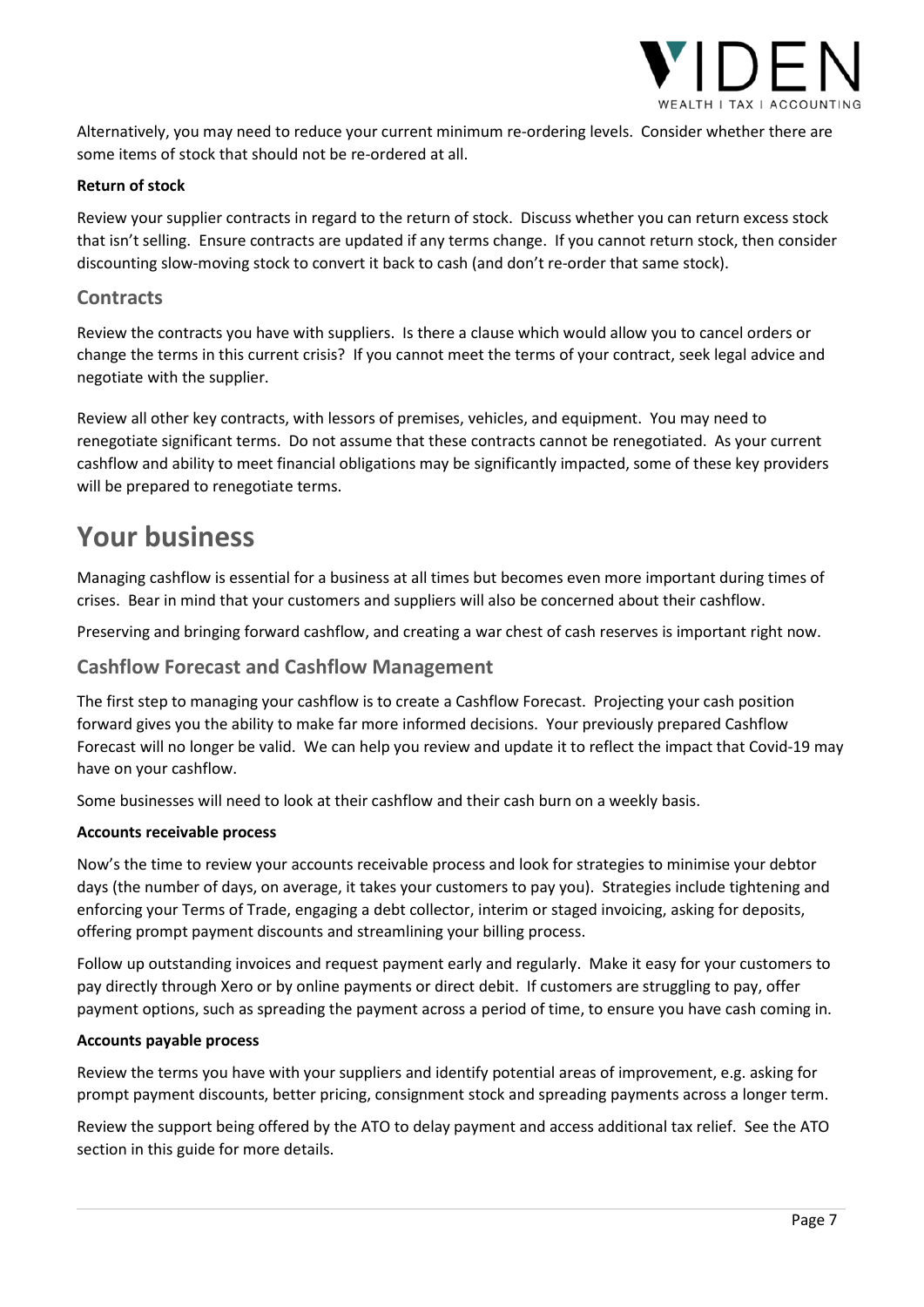Alternatively, you may need to reduce your current minimum re-ordering levels. Consider whether there are some items of stock that should not be re-ordered at all.

**Return of stock**

Review your supplier contracts in regard to the return of stock. Discuss whether you can return excess stock that isn't selling. Ensure contracts are updated if any terms change. If you cannot return stock, then consider discounting slow-moving stock to convert it back to cash (and don't re-order that same stock).

### Contracts

Review the contracts you have with suppliers. Is there a clause which would allow you to cancel orders or change the terms in this current crisis? If you cannot meet the terms of your contract, seek legal advice and negotiate with the supplier.

Review all other key contracts, with lessors of premises, vehicles, and equipment. You may need to renegotiate significant terms. Do not assume that these contracts cannot be renegotiated. As your current cashflow and ability to meet financial obligations may be significantly impacted, some of these key providers will be prepared to renegotiate terms.

## Your business

Managing cashflow is essential for a business at all times but becomes even more important during times of crises. Bear in mind that your customers and suppliers will also be concerned about their cashflow.

Preserving and bringing forward cashflow, and creating a war chest of cash reserves is important right now.

### Cashflow Forecast and Cashflow Management

The first step to managing your cashflow is to create a Cashflow Forecast. Projecting your cash position forward gives you the ability to make far more informed decisions. Your previously prepared Cashflow Forecast will no longer be valid. We can help you review and update it to reflect the impact that Covid-19 may have on your cashflow.

Some businesses will need to look at their cashflow and their cash burn on a weekly basis.

**Accounts receivable process**

Now's the time to review your accounts receivable process and look for strategies to minimise your debtor days (the number of days, on average, it takes your customers to pay you). Strategies include tightening and enforcing your Terms of Trade, engaging a debt collector, interim or staged invoicing, asking for deposits, offering prompt payment discounts and streamlining your billing process.

Follow up outstanding invoices and request payment early and regularly. Make it easy for your customers to pay directly through Xero or by online payments or direct debit. If customers are struggling to pay, offer payment options, such as spreading the payment across a period of time, to ensure you have cash coming in.

**Accounts payable process**

Review the terms you have with your suppliers and identify potential areas of improvement, e.g. asking for prompt payment discounts, better pricing, consignment stock and spreading payments across a longer term.

Review the support being offered by the ATO to delay payment and access additional tax relief. See the ATO section in this guide for more details.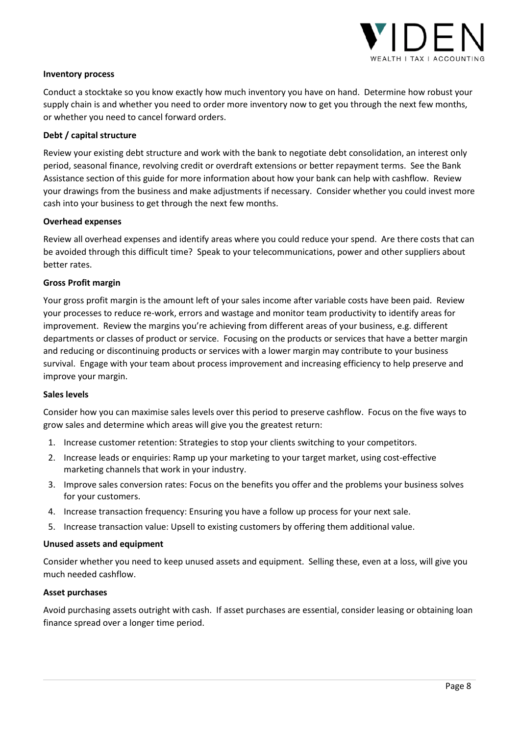**Inventory process**

Conduct a stocktake so you know exactly how much inventory you have on hand. Determine how robust your supply chain is and whether you need to order more inventory now to get you through the next few months, or whether you need to cancel forward orders.

**Debt / capital structure**

Review your existing debt structure and work with the bank to negotiate debt consolidation, an interest only period, seasonal finance, revolving credit or overdraft extensions or better repayment terms. See the Bank Assistance section of this guide for more information about how your bank can help with cashflow. Review your drawings from the business and make adjustments if necessary. Consider whether you could invest more cash into your business to get through the next few months.

**Overhead expenses**

Review all overhead expenses and identify areas where you could reduce your spend. Are there costs that can be avoided through this difficult time? Speak to your telecommunications, power and other suppliers about better rates.

**Gross Profit margin**

Your gross profit margin is the amount left of your sales income after variable costs have been paid. Review your processes to reduce re-work, errors and wastage and monitor team productivity to identify areas for improvement. Review the margins you're achieving from different areas of your business, e.g. different departments or classes of product or service. Focusing on the products or services that have a better margin and reducing or discontinuing products or services with a lower margin may contribute to your business survival. Engage with your team about process improvement and increasing efficiency to help preserve and improve your margin.

**Sales levels**

Consider how you can maximise sales levels over this period to preserve cashflow. Focus on the five ways to grow sales and determine which areas will give you the greatest return:

1. Increase customer retention: Strategies to stop your clients switching to your competitors.
2. Increase leads or enquiries: Ramp up your marketing to your target market, using cost-effective marketing channels that work in your industry.
3. Improve sales conversion rates: Focus on the benefits you offer and the problems your business solves for your customers.
4. Increase transaction frequency: Ensuring you have a follow up process for your next sale.
5. Increase transaction value: Upsell to existing customers by offering them additional value.

**Unused assets and equipment**

Consider whether you need to keep unused assets and equipment. Selling these, even at a loss, will give you much needed cashflow.

**Asset purchases**

Avoid purchasing assets outright with cash. If asset purchases are essential, consider leasing or obtaining loan finance spread over a longer time period.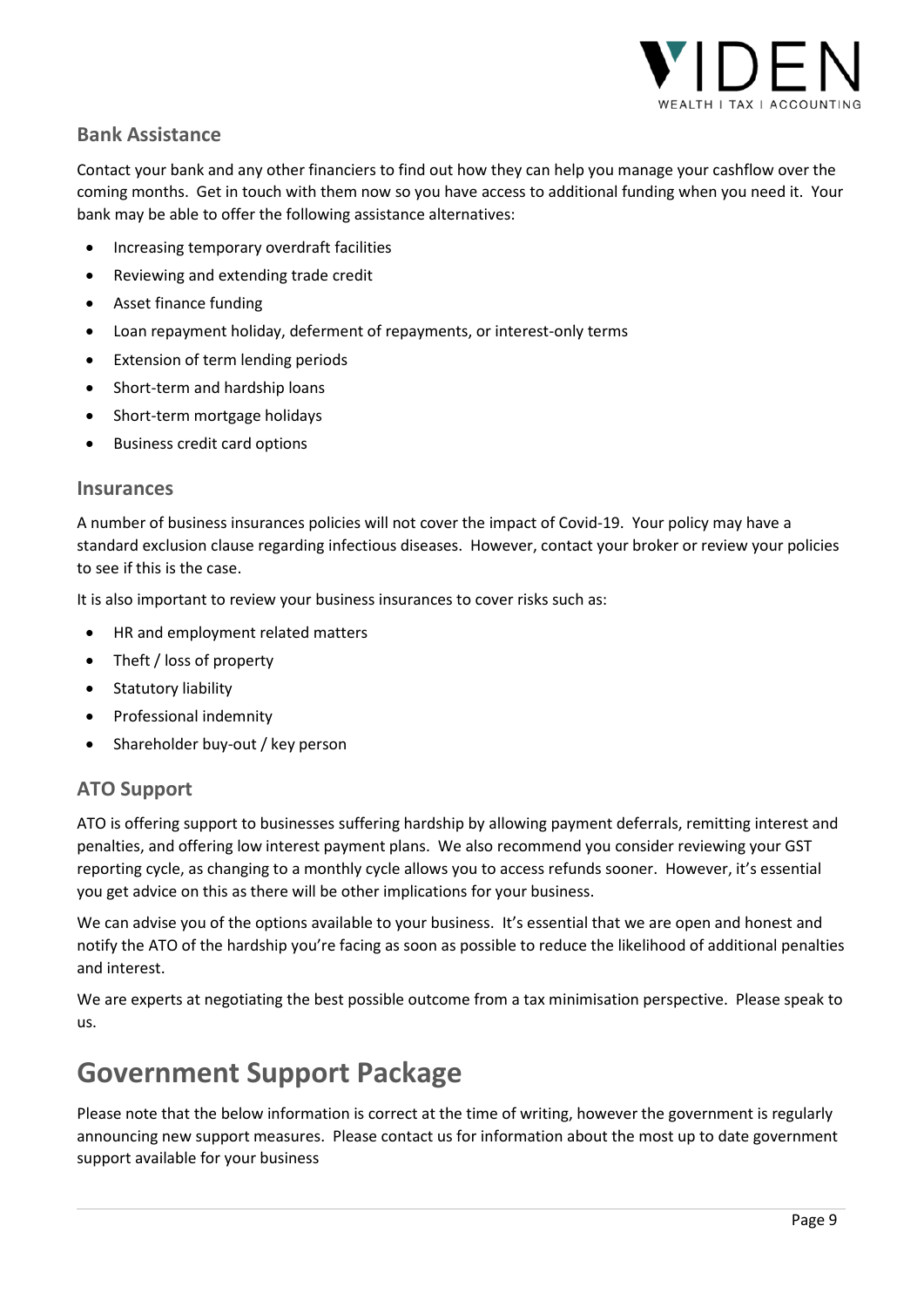### Bank Assistance

Contact your bank and any other financiers to find out how they can help you manage your cashflow over the coming months. Get in touch with them now so you have access to additional funding when you need it. Your bank may be able to offer the following assistance alternatives:

- Increasing temporary overdraft facilities
- Reviewing and extending trade credit
- Asset finance funding
- Loan repayment holiday, deferment of repayments, or interest-only terms
- Extension of term lending periods
- Short-term and hardship loans
- Short-term mortgage holidays
- Business credit card options

### Insurances

A number of business insurances policies will not cover the impact of Covid-19. Your policy may have a standard exclusion clause regarding infectious diseases. However, contact your broker or review your policies to see if this is the case.

It is also important to review your business insurances to cover risks such as:

- HR and employment related matters
- Theft / loss of property
- Statutory liability
- Professional indemnity
- Shareholder buy-out / key person

### ATO Support

ATO is offering support to businesses suffering hardship by allowing payment deferrals, remitting interest and penalties, and offering low interest payment plans. We also recommend you consider reviewing your GST reporting cycle, as changing to a monthly cycle allows you to access refunds sooner. However, it's essential you get advice on this as there will be other implications for your business.

We can advise you of the options available to your business. It's essential that we are open and honest and notify the ATO of the hardship you're facing as soon as possible to reduce the likelihood of additional penalties and interest.

We are experts at negotiating the best possible outcome from a tax minimisation perspective. Please speak to us.

# Government Support Package

Please note that the below information is correct at the time of writing, however the government is regularly announcing new support measures. Please contact us for information about the most up to date government support available for your business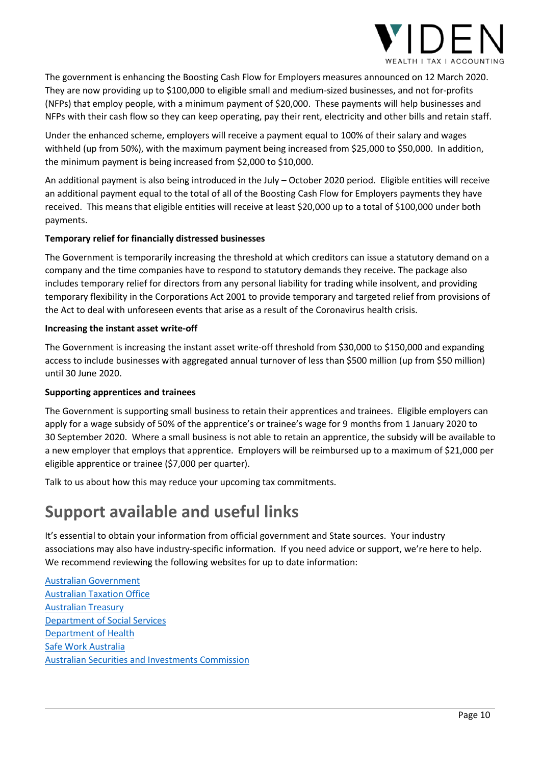The government is enhancing the Boosting Cash Flow for Employers measures announced on 12 March 2020. They are now providing up to $100,000 to eligible small and medium-sized businesses, and not for-profits (NFPs) that employ people, with a minimum payment of $20,000. These payments will help businesses and NFPs with their cash flow so they can keep operating, pay their rent, electricity and other bills and retain staff.

Under the enhanced scheme, employers will receive a payment equal to 100% of their salary and wages withheld (up from 50%), with the maximum payment being increased from $25,000 to $50,000. In addition, the minimum payment is being increased from $2,000 to $10,000.

An additional payment is also being introduced in the July – October 2020 period. Eligible entities will receive an additional payment equal to the total of all of the Boosting Cash Flow for Employers payments they have received. This means that eligible entities will receive at least $20,000 up to a total of $100,000 under both payments.

**Temporary relief for financially distressed businesses**

The Government is temporarily increasing the threshold at which creditors can issue a statutory demand on a company and the time companies have to respond to statutory demands they receive. The package also includes temporary relief for directors from any personal liability for trading while insolvent, and providing temporary flexibility in the Corporations Act 2001 to provide temporary and targeted relief from provisions of the Act to deal with unforeseen events that arise as a result of the Coronavirus health crisis.

**Increasing the instant asset write-off**

The Government is increasing the instant asset write-off threshold from $30,000 to $150,000 and expanding access to include businesses with aggregated annual turnover of less than $500 million (up from $50 million) until 30 June 2020.

**Supporting apprentices and trainees**

The Government is supporting small business to retain their apprentices and trainees. Eligible employers can apply for a wage subsidy of 50% of the apprentice's or trainee's wage for 9 months from 1 January 2020 to 30 September 2020. Where a small business is not able to retain an apprentice, the subsidy will be available to a new employer that employs that apprentice. Employers will be reimbursed up to a maximum of $21,000 per eligible apprentice or trainee ($7,000 per quarter).

Talk to us about how this may reduce your upcoming tax commitments.

# Support available and useful links

It's essential to obtain your information from official government and State sources. Your industry associations may also have industry-specific information. If you need advice or support, we're here to help. We recommend reviewing the following websites for up to date information:

Australian Government
Australian Taxation Office
Australian Treasury
Department of Social Services
Department of Health
Safe Work Australia
Australian Securities and Investments Commission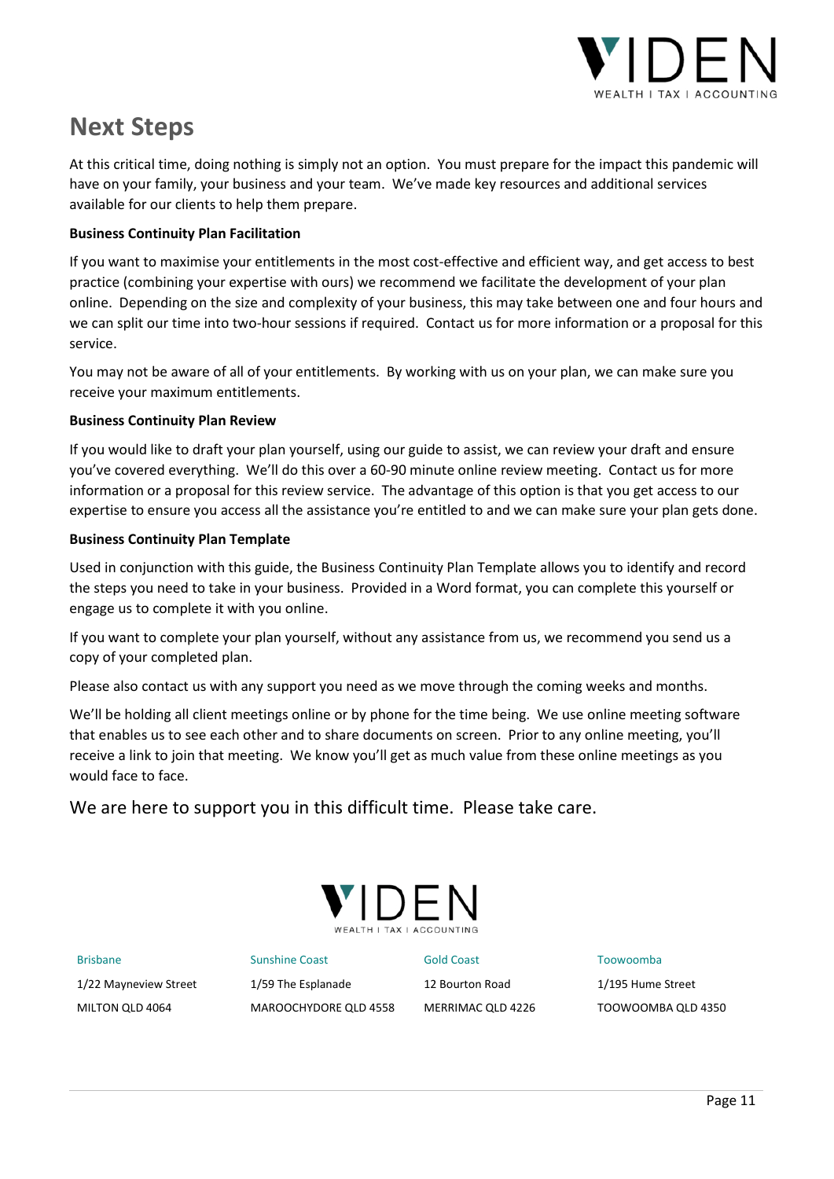# Next Steps

At this critical time, doing nothing is simply not an option. You must prepare for the impact this pandemic will have on your family, your business and your team. We've made key resources and additional services available for our clients to help them prepare.

**Business Continuity Plan Facilitation**

If you want to maximise your entitlements in the most cost-effective and efficient way, and get access to best practice (combining your expertise with ours) we recommend we facilitate the development of your plan online. Depending on the size and complexity of your business, this may take between one and four hours and we can split our time into two-hour sessions if required. Contact us for more information or a proposal for this service.

You may not be aware of all of your entitlements. By working with us on your plan, we can make sure you receive your maximum entitlements.

**Business Continuity Plan Review**

If you would like to draft your plan yourself, using our guide to assist, we can review your draft and ensure you've covered everything. We'll do this over a 60-90 minute online review meeting. Contact us for more information or a proposal for this review service. The advantage of this option is that you get access to our expertise to ensure you access all the assistance you're entitled to and we can make sure your plan gets done.

**Business Continuity Plan Template**

Used in conjunction with this guide, the Business Continuity Plan Template allows you to identify and record the steps you need to take in your business. Provided in a Word format, you can complete this yourself or engage us to complete it with you online.

If you want to complete your plan yourself, without any assistance from us, we recommend you send us a copy of your completed plan.

Please also contact us with any support you need as we move through the coming weeks and months.

We'll be holding all client meetings online or by phone for the time being. We use online meeting software that enables us to see each other and to share documents on screen. Prior to any online meeting, you'll receive a link to join that meeting. We know you'll get as much value from these online meetings as you would face to face.

We are here to support you in this difficult time. Please take care.

VIDEN
WEALTH I TAX I ACCOUNTING

| Brisbane | Sunshine Coast | Gold Coast | Toowoomba |
| --- | --- | --- | --- |
| 1/22 Mayneview Street | 1/59 The Esplanade | 12 Bourton Road | 1/195 Hume Street |
| MILTON QLD 4064 | MAROOCHYDORE QLD 4558 | MERRIMAC QLD 4226 | TOOWOOMBA QLD 4350 |